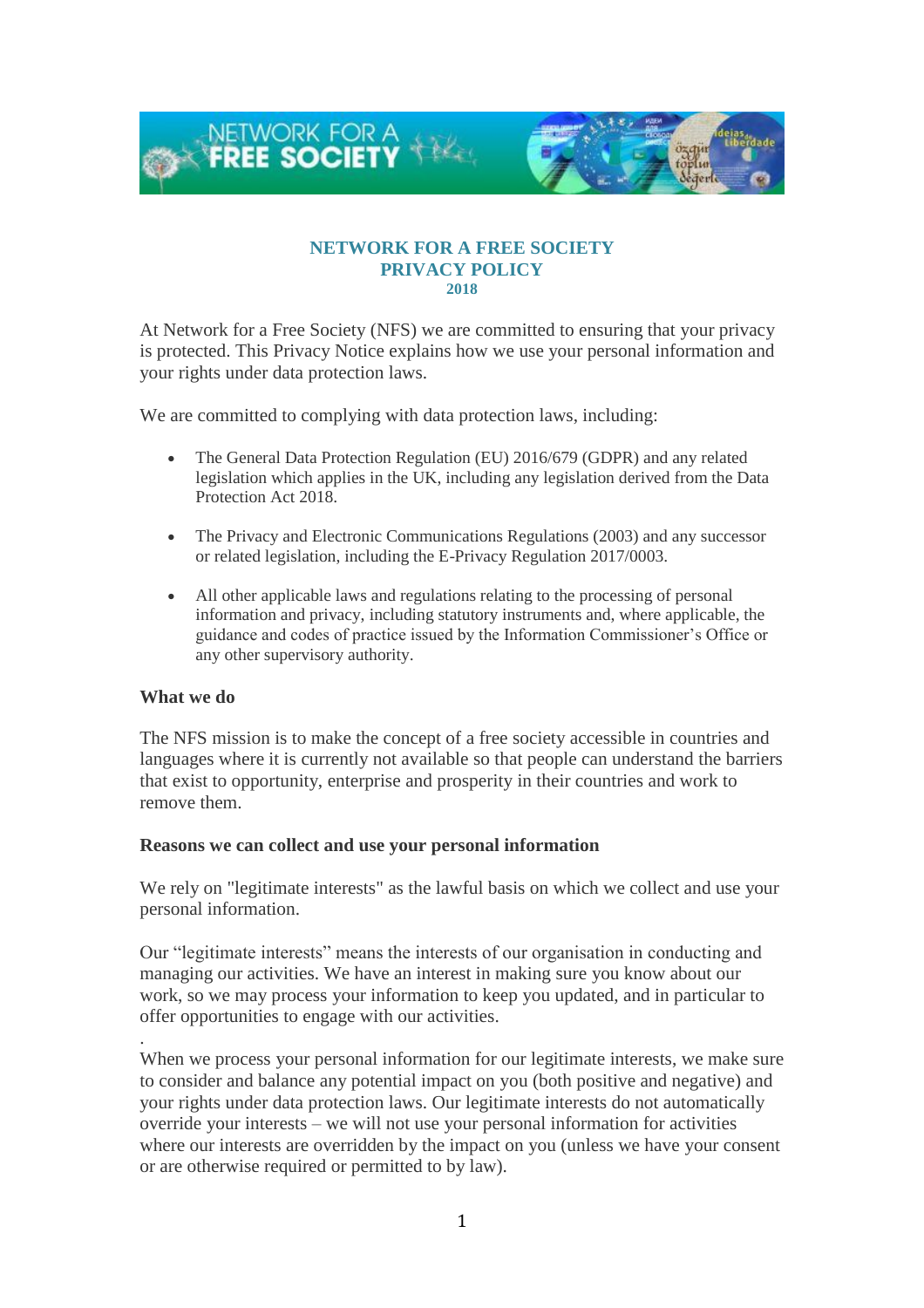# NETWORK FOR A FREE SOCIETY
# PRIVACY POLICY
## 2018

At Network for a Free Society (NFS) we are committed to ensuring that your privacy is protected. This Privacy Notice explains how we use your personal information and your rights under data protection laws.

We are committed to complying with data protection laws, including:

- The General Data Protection Regulation (EU) 2016/679 (GDPR) and any related legislation which applies in the UK, including any legislation derived from the Data Protection Act 2018.
- The Privacy and Electronic Communications Regulations (2003) and any successor or related legislation, including the E-Privacy Regulation 2017/0003.
- All other applicable laws and regulations relating to the processing of personal information and privacy, including statutory instruments and, where applicable, the guidance and codes of practice issued by the Information Commissioner's Office or any other supervisory authority.

**What we do**

The NFS mission is to make the concept of a free society accessible in countries and languages where it is currently not available so that people can understand the barriers that exist to opportunity, enterprise and prosperity in their countries and work to remove them.

**Reasons we can collect and use your personal information**

We rely on "legitimate interests" as the lawful basis on which we collect and use your personal information.

Our "legitimate interests" means the interests of our organisation in conducting and managing our activities. We have an interest in making sure you know about our work, so we may process your information to keep you updated, and in particular to offer opportunities to engage with our activities.

.
When we process your personal information for our legitimate interests, we make sure to consider and balance any potential impact on you (both positive and negative) and your rights under data protection laws. Our legitimate interests do not automatically override your interests – we will not use your personal information for activities where our interests are overridden by the impact on you (unless we have your consent or are otherwise required or permitted to by law).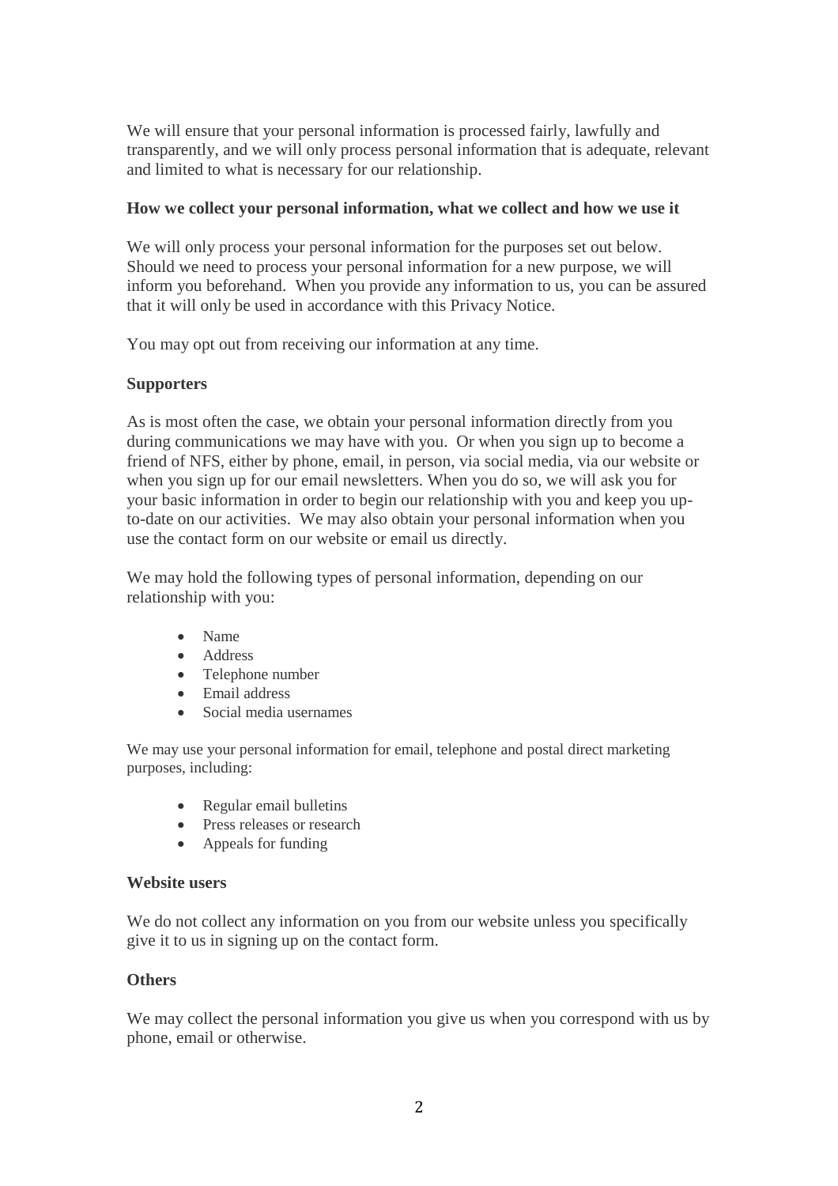We will ensure that your personal information is processed fairly, lawfully and transparently, and we will only process personal information that is adequate, relevant and limited to what is necessary for our relationship.

**How we collect your personal information, what we collect and how we use it**

We will only process your personal information for the purposes set out below. Should we need to process your personal information for a new purpose, we will inform you beforehand. When you provide any information to us, you can be assured that it will only be used in accordance with this Privacy Notice.

You may opt out from receiving our information at any time.

**Supporters**

As is most often the case, we obtain your personal information directly from you during communications we may have with you. Or when you sign up to become a friend of NFS, either by phone, email, in person, via social media, via our website or when you sign up for our email newsletters. When you do so, we will ask you for your basic information in order to begin our relationship with you and keep you up-to-date on our activities. We may also obtain your personal information when you use the contact form on our website or email us directly.

We may hold the following types of personal information, depending on our relationship with you:

- Name
- Address
- Telephone number
- Email address
- Social media usernames

We may use your personal information for email, telephone and postal direct marketing purposes, including:

- Regular email bulletins
- Press releases or research
- Appeals for funding

**Website users**

We do not collect any information on you from our website unless you specifically give it to us in signing up on the contact form.

**Others**

We may collect the personal information you give us when you correspond with us by phone, email or otherwise.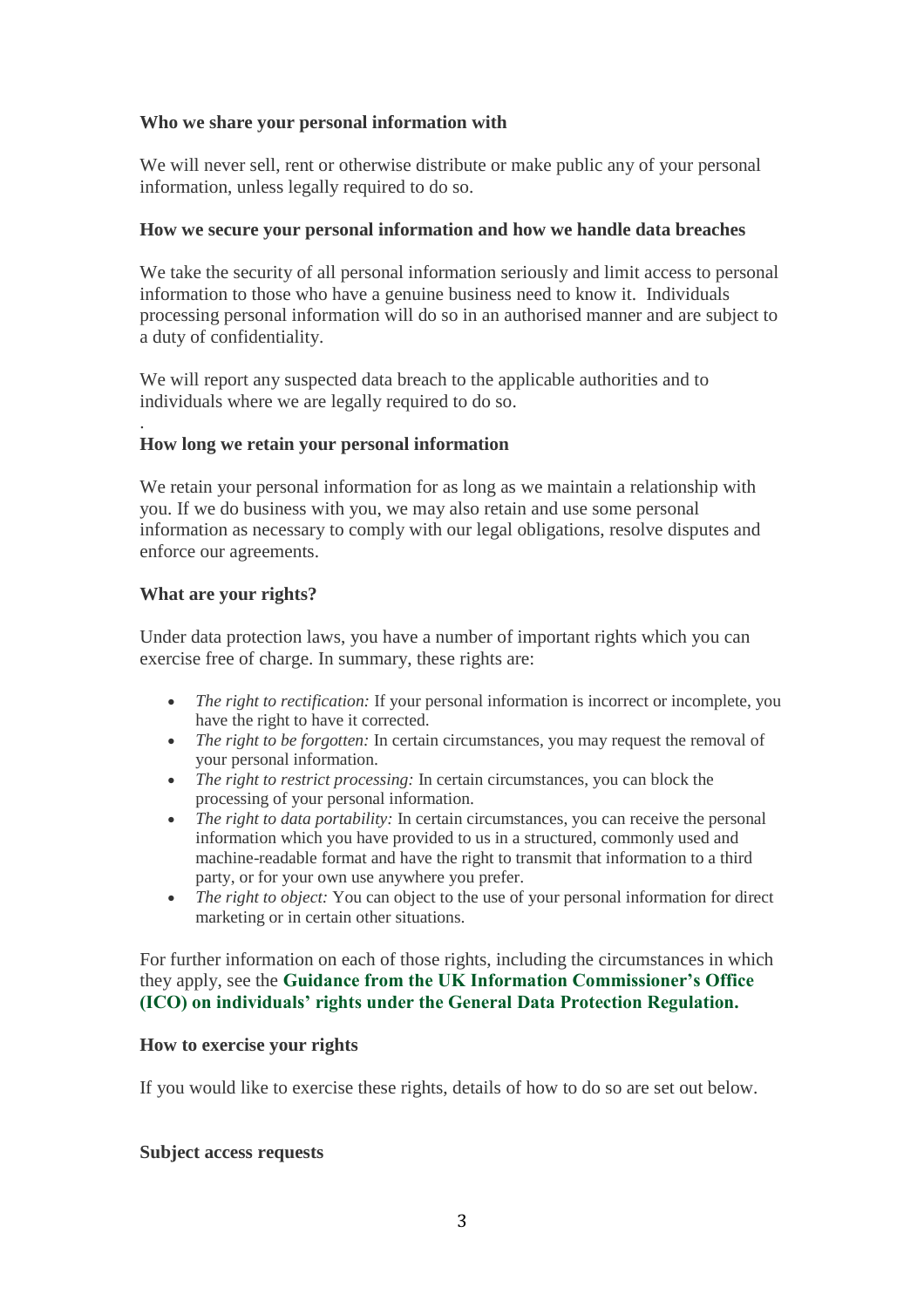**Who we share your personal information with**

We will never sell, rent or otherwise distribute or make public any of your personal information, unless legally required to do so.

**How we secure your personal information and how we handle data breaches**

We take the security of all personal information seriously and limit access to personal information to those who have a genuine business need to know it. Individuals processing personal information will do so in an authorised manner and are subject to a duty of confidentiality.

We will report any suspected data breach to the applicable authorities and to individuals where we are legally required to do so.

.

**How long we retain your personal information**

We retain your personal information for as long as we maintain a relationship with you. If we do business with you, we may also retain and use some personal information as necessary to comply with our legal obligations, resolve disputes and enforce our agreements.

**What are your rights?**

Under data protection laws, you have a number of important rights which you can exercise free of charge. In summary, these rights are:

- *The right to rectification:* If your personal information is incorrect or incomplete, you have the right to have it corrected.
- *The right to be forgotten:* In certain circumstances, you may request the removal of your personal information.
- *The right to restrict processing:* In certain circumstances, you can block the processing of your personal information.
- *The right to data portability:* In certain circumstances, you can receive the personal information which you have provided to us in a structured, commonly used and machine-readable format and have the right to transmit that information to a third party, or for your own use anywhere you prefer.
- *The right to object:* You can object to the use of your personal information for direct marketing or in certain other situations.

For further information on each of those rights, including the circumstances in which they apply, see the **Guidance from the UK Information Commissioner's Office (ICO) on individuals' rights under the General Data Protection Regulation.**

**How to exercise your rights**

If you would like to exercise these rights, details of how to do so are set out below.

**Subject access requests**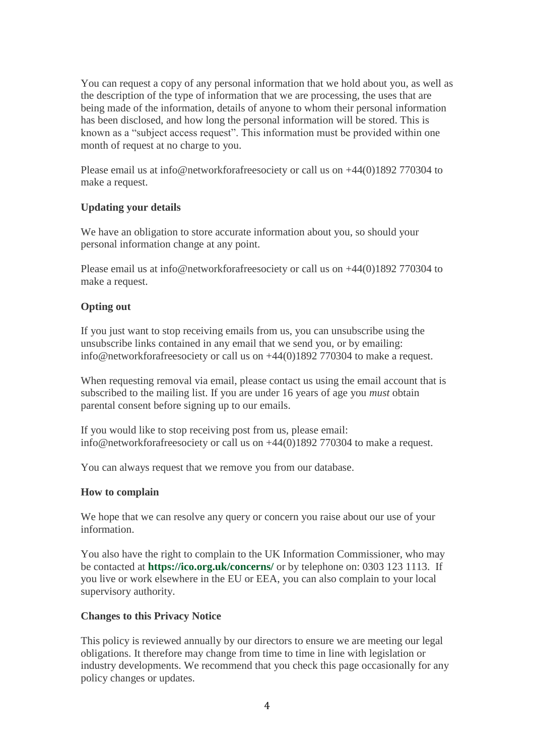You can request a copy of any personal information that we hold about you, as well as the description of the type of information that we are processing, the uses that are being made of the information, details of anyone to whom their personal information has been disclosed, and how long the personal information will be stored. This is known as a "subject access request". This information must be provided within one month of request at no charge to you.

Please email us at info@networkforafreesociety or call us on +44(0)1892 770304 to make a request.

**Updating your details**

We have an obligation to store accurate information about you, so should your personal information change at any point.

Please email us at info@networkforafreesociety or call us on +44(0)1892 770304 to make a request.

**Opting out**

If you just want to stop receiving emails from us, you can unsubscribe using the unsubscribe links contained in any email that we send you, or by emailing: info@networkforafreesociety or call us on +44(0)1892 770304 to make a request.

When requesting removal via email, please contact us using the email account that is subscribed to the mailing list. If you are under 16 years of age you *must* obtain parental consent before signing up to our emails.

If you would like to stop receiving post from us, please email: info@networkforafreesociety or call us on +44(0)1892 770304 to make a request.

You can always request that we remove you from our database.

**How to complain**

We hope that we can resolve any query or concern you raise about our use of your information.

You also have the right to complain to the UK Information Commissioner, who may be contacted at **https://ico.org.uk/concerns/** or by telephone on: 0303 123 1113. If you live or work elsewhere in the EU or EEA, you can also complain to your local supervisory authority.

**Changes to this Privacy Notice**

This policy is reviewed annually by our directors to ensure we are meeting our legal obligations. It therefore may change from time to time in line with legislation or industry developments. We recommend that you check this page occasionally for any policy changes or updates.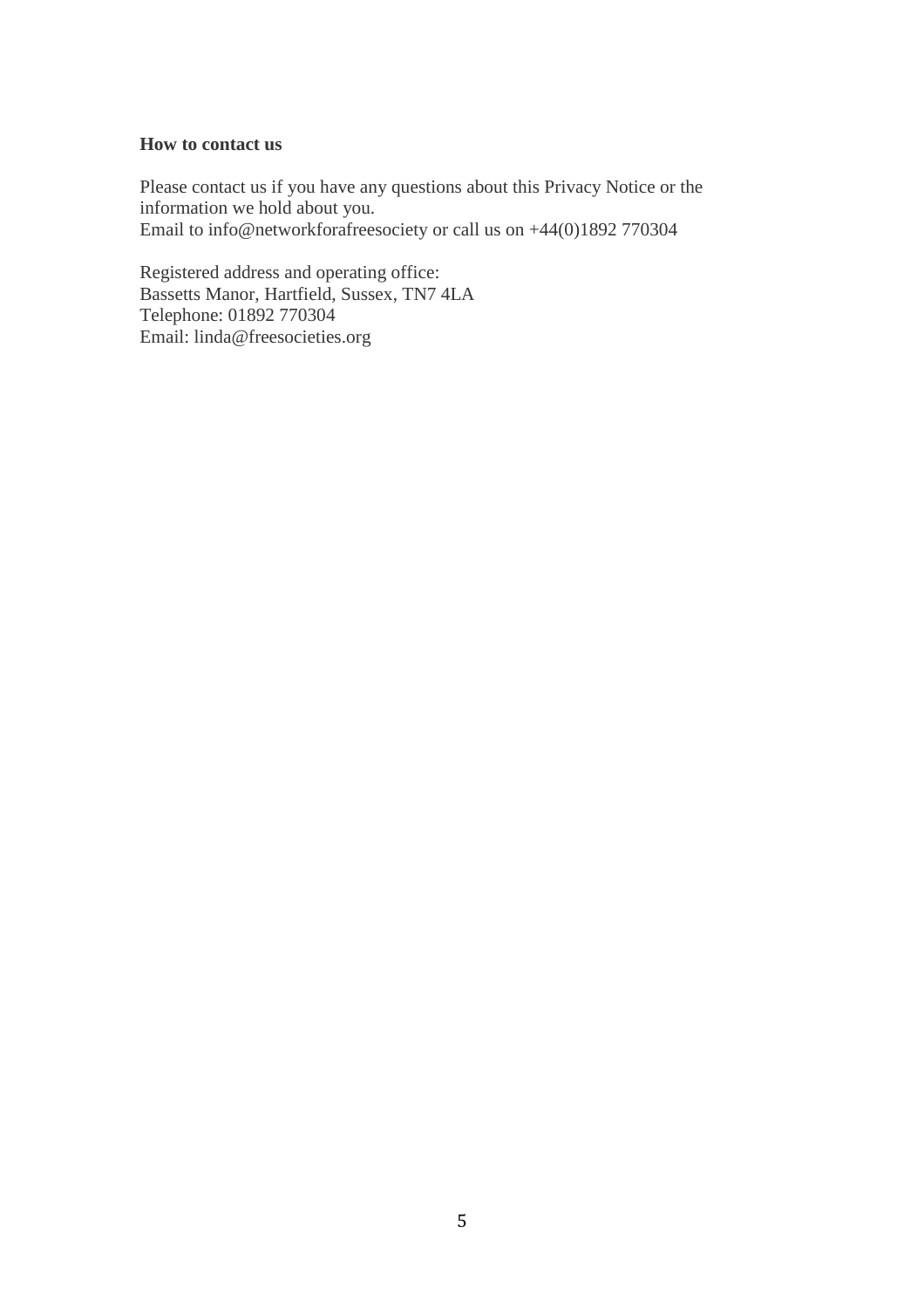**How to contact us**

Please contact us if you have any questions about this Privacy Notice or the information we hold about you.
Email to info@networkforafreesociety or call us on +44(0)1892 770304

Registered address and operating office:
Bassetts Manor, Hartfield, Sussex, TN7 4LA
Telephone: 01892 770304
Email: linda@freesocieties.org